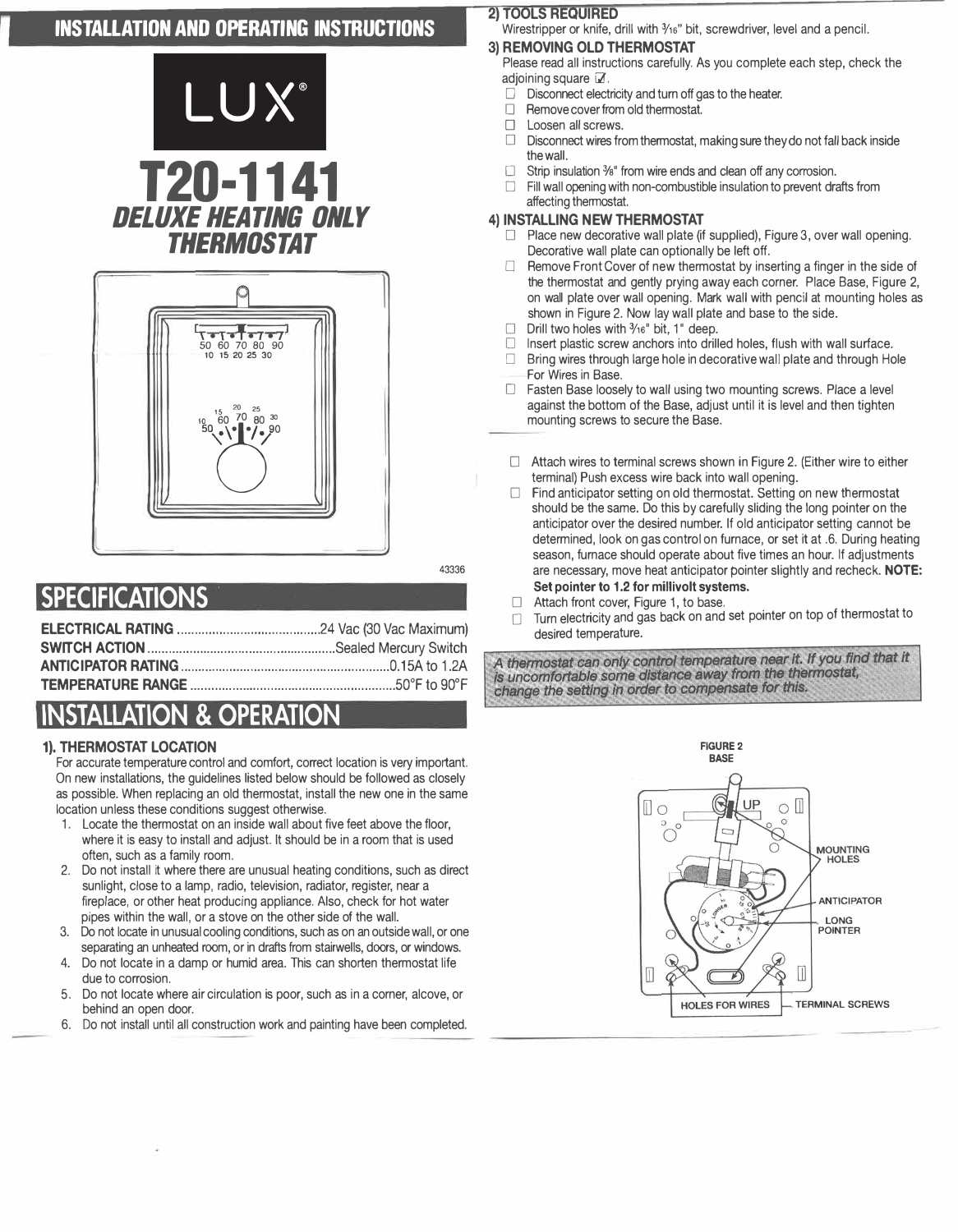# INSTALLATION AND OPERATING INSTRUCTIONS

LUX®

# T20-1141

## *DELUXE HEATING ONLY THERMOSTAT*

43336

## SPECIFICATIONS

**ELECTRICAL RATING** .......................................... 24 Vac (30 Vac Maximum)
**SWITCH ACTION** .......................................... Sealed Mercury Switch
**ANTICIPATOR RATING** .......................................... 0.15A to 1.2A
**TEMPERATURE RANGE** .......................................... 50°F to 90°F

## INSTALLATION & OPERATION

### 1). THERMOSTAT LOCATION

For accurate temperature control and comfort, correct location is very important. On new installations, the guidelines listed below should be followed as closely as possible. When replacing an old thermostat, install the new one in the same location unless these conditions suggest otherwise.

1. Locate the thermostat on an inside wall about five feet above the floor, where it is easy to install and adjust. It should be in a room that is used often, such as a family room.
2. Do not install it where there are unusual heating conditions, such as direct sunlight, close to a lamp, radio, television, radiator, register, near a fireplace, or other heat producing appliance. Also, check for hot water pipes within the wall, or a stove on the other side of the wall.
3. Do not locate in unusual cooling conditions, such as on an outside wall, or one separating an unheated room, or in drafts from stairwells, doors, or windows.
4. Do not locate in a damp or humid area. This can shorten thermostat life due to corrosion.
5. Do not locate where air circulation is poor, such as in a corner, alcove, or behind an open door.
6. Do not install until all construction work and painting have been completed.

### 2) TOOLS REQUIRED

Wirestripper or knife, drill with 3/16" bit, screwdriver, level and a pencil.

### 3) REMOVING OLD THERMOSTAT

Please read all instructions carefully. As you complete each step, check the adjoining square ☑.

- ☐ Disconnect electricity and turn off gas to the heater.
- ☐ Remove cover from old thermostat.
- ☐ Loosen all screws.
- ☐ Disconnect wires from thermostat, making sure they do not fall back inside the wall.
- ☐ Strip insulation 3/8" from wire ends and clean off any corrosion.
- ☐ Fill wall opening with non-combustible insulation to prevent drafts from affecting thermostat.

### 4) INSTALLING NEW THERMOSTAT

- ☐ Place new decorative wall plate (if supplied), Figure 3, over wall opening. Decorative wall plate can optionally be left off.
- ☐ Remove Front Cover of new thermostat by inserting a finger in the side of the thermostat and gently prying away each corner. Place Base, Figure 2, on wall plate over wall opening. Mark wall with pencil at mounting holes as shown in Figure 2. Now lay wall plate and base to the side.
- ☐ Drill two holes with 3/16" bit, 1" deep.
- ☐ Insert plastic screw anchors into drilled holes, flush with wall surface.
- ☐ Bring wires through large hole in decorative wall plate and through Hole For Wires in Base.
- ☐ Fasten Base loosely to wall using two mounting screws. Place a level against the bottom of the Base, adjust until it is level and then tighten mounting screws to secure the Base.

- ☐ Attach wires to terminal screws shown in Figure 2. (Either wire to either terminal) Push excess wire back into wall opening.
- ☐ Find anticipator setting on old thermostat. Setting on new thermostat should be the same. Do this by carefully sliding the long pointer on the anticipator over the desired number. If old anticipator setting cannot be determined, look on gas control on furnace, or set it at .6. During heating season, furnace should operate about five times an hour. If adjustments are necessary, move heat anticipator pointer slightly and recheck. **NOTE: Set pointer to 1.2 for millivolt systems.**
- ☐ Attach front cover, Figure 1, to base.
- ☐ Turn electricity and gas back on and set pointer on top of thermostat to desired temperature.

*A thermostat can only control temperature near it. If you find that it is uncomfortable some distance away from the thermostat, change the setting in order to compensate for this.*

FIGURE 2
BASE

MOUNTING HOLES — ANTICIPATOR — LONG POINTER — HOLES FOR WIRES — TERMINAL SCREWS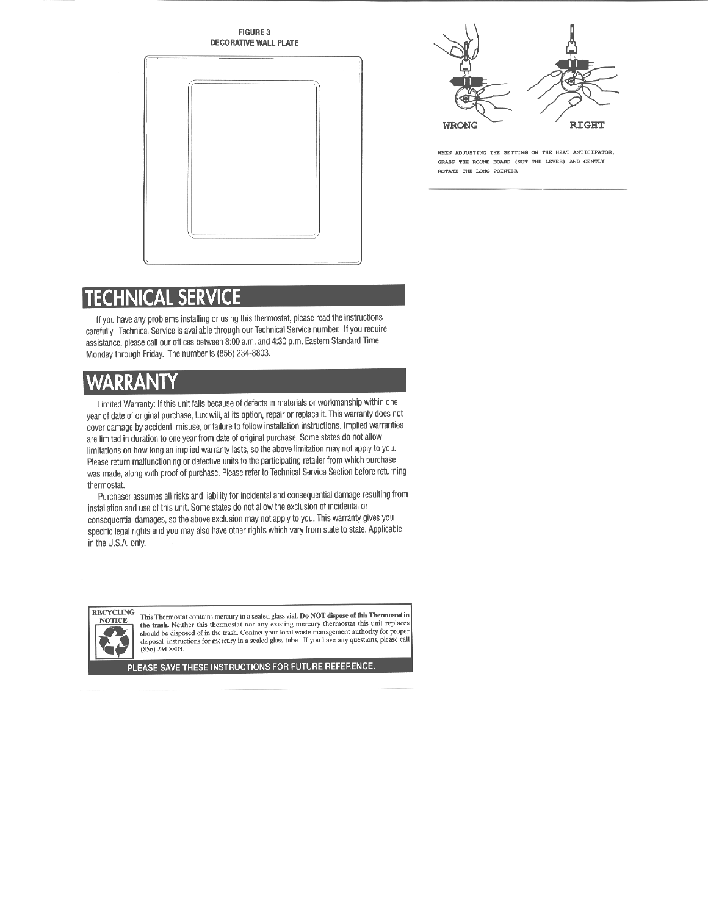FIGURE 3
DECORATIVE WALL PLATE

WRONG

RIGHT

WHEN ADJUSTING THE SETTING ON THE HEAT ANTICIPATOR, GRASP THE ROUND BOARD (NOT THE LEVER) AND GENTLY ROTATE THE LONG POINTER.

# TECHNICAL SERVICE

If you have any problems installing or using this thermostat, please read the instructions carefully. Technical Service is available through our Technical Service number. If you require assistance, please call our offices between 8:00 a.m. and 4:30 p.m. Eastern Standard Time, Monday through Friday. The number is (856) 234-8803.

# WARRANTY

Limited Warranty: If this unit fails because of defects in materials or workmanship within one year of date of original purchase, Lux will, at its option, repair or replace it. This warranty does not cover damage by accident, misuse, or failure to follow installation instructions. Implied warranties are limited in duration to one year from date of original purchase. Some states do not allow limitations on how long an implied warranty lasts, so the above limitation may not apply to you. Please return malfunctioning or defective units to the participating retailer from which purchase was made, along with proof of purchase. Please refer to Technical Service Section before returning thermostat.

Purchaser assumes all risks and liability for incidental and consequential damage resulting from installation and use of this unit. Some states do not allow the exclusion of incidental or consequential damages, so the above exclusion may not apply to you. This warranty gives you specific legal rights and you may also have other rights which vary from state to state. Applicable in the U.S.A. only.

**RECYCLING NOTICE**

This Thermostat contains mercury in a sealed glass vial. **Do NOT dispose of this Thermostat in the trash.** Neither this thermostat nor any existing mercury thermostat this unit replaces should be disposed of in the trash. Contact your local waste management authority for proper disposal instructions for mercury in a sealed glass tube. If you have any questions, please call (856) 234-8803.

**PLEASE SAVE THESE INSTRUCTIONS FOR FUTURE REFERENCE.**